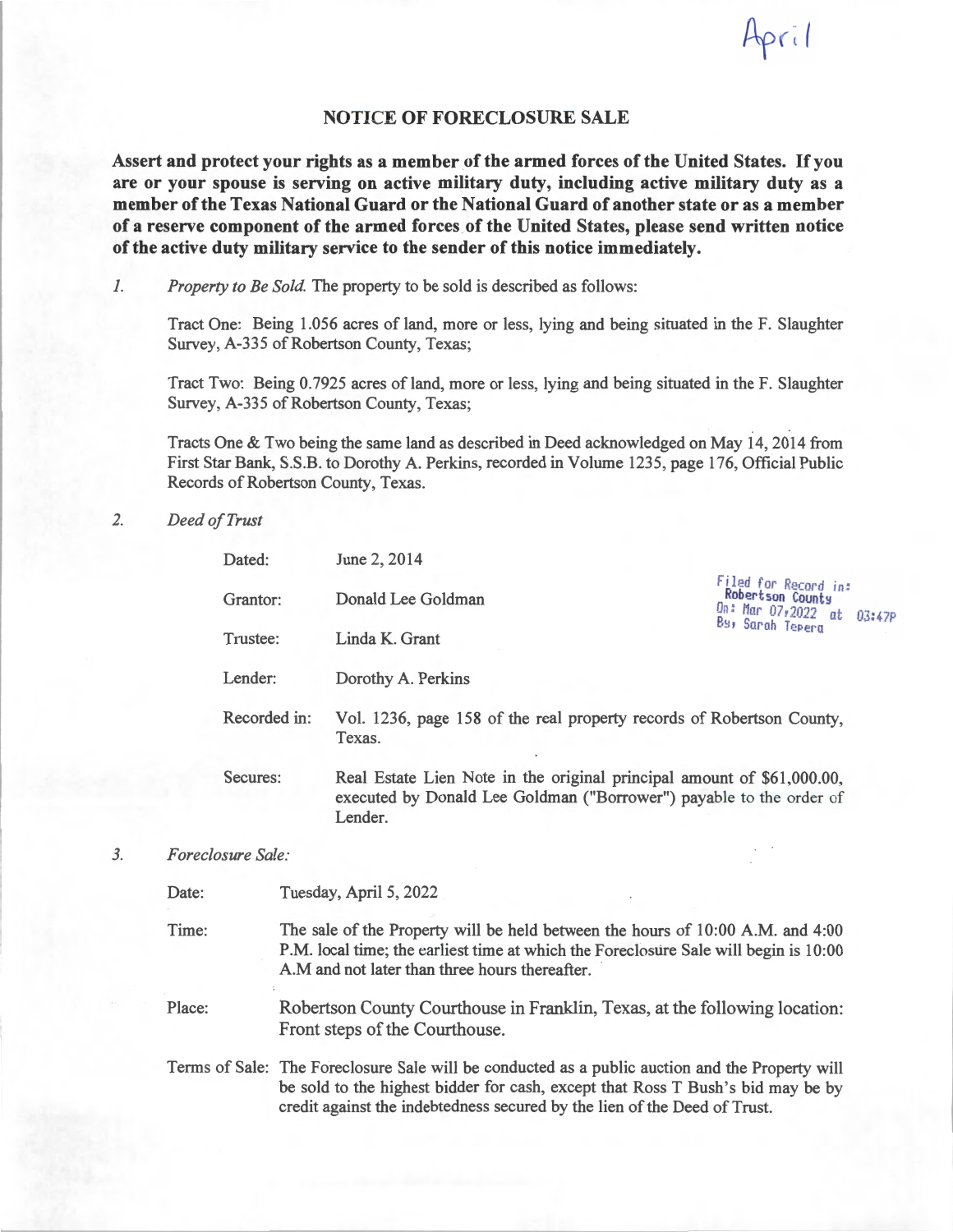April

# NOTICE OF FORECLOSURE SALE

**Assert and protect your rights as a member of the armed forces of the United States. If you are or your spouse is serving on active military duty, including active military duty as a member of the Texas National Guard or the National Guard of another state or as a member of a reserve component of the armed forces of the United States, please send written notice of the active duty military service to the sender of this notice immediately.**

1. *Property to Be Sold.* The property to be sold is described as follows:

   Tract One: Being 1.056 acres of land, more or less, lying and being situated in the F. Slaughter Survey, A-335 of Robertson County, Texas;

   Tract Two: Being 0.7925 acres of land, more or less, lying and being situated in the F. Slaughter Survey, A-335 of Robertson County, Texas;

   Tracts One & Two being the same land as described in Deed acknowledged on May 14, 2014 from First Star Bank, S.S.B. to Dorothy A. Perkins, recorded in Volume 1235, page 176, Official Public Records of Robertson County, Texas.

2. *Deed of Trust*

   Filed for Record in:
   Robertson County
   On: Mar 07, 2022 at 03:47P
   By: Sarah Tepera

   | | |
   |---|---|
   | Dated: | June 2, 2014 |
   | Grantor: | Donald Lee Goldman |
   | Trustee: | Linda K. Grant |
   | Lender: | Dorothy A. Perkins |
   | Recorded in: | Vol. 1236, page 158 of the real property records of Robertson County, Texas. |
   | Secures: | Real Estate Lien Note in the original principal amount of $61,000.00, executed by Donald Lee Goldman ("Borrower") payable to the order of Lender. |

3. *Foreclosure Sale:*

   | | |
   |---|---|
   | Date: | Tuesday, April 5, 2022 |
   | Time: | The sale of the Property will be held between the hours of 10:00 A.M. and 4:00 P.M. local time; the earliest time at which the Foreclosure Sale will begin is 10:00 A.M and not later than three hours thereafter. |
   | Place: | Robertson County Courthouse in Franklin, Texas, at the following location: Front steps of the Courthouse. |
   | Terms of Sale: | The Foreclosure Sale will be conducted as a public auction and the Property will be sold to the highest bidder for cash, except that Ross T Bush's bid may be by credit against the indebtedness secured by the lien of the Deed of Trust. |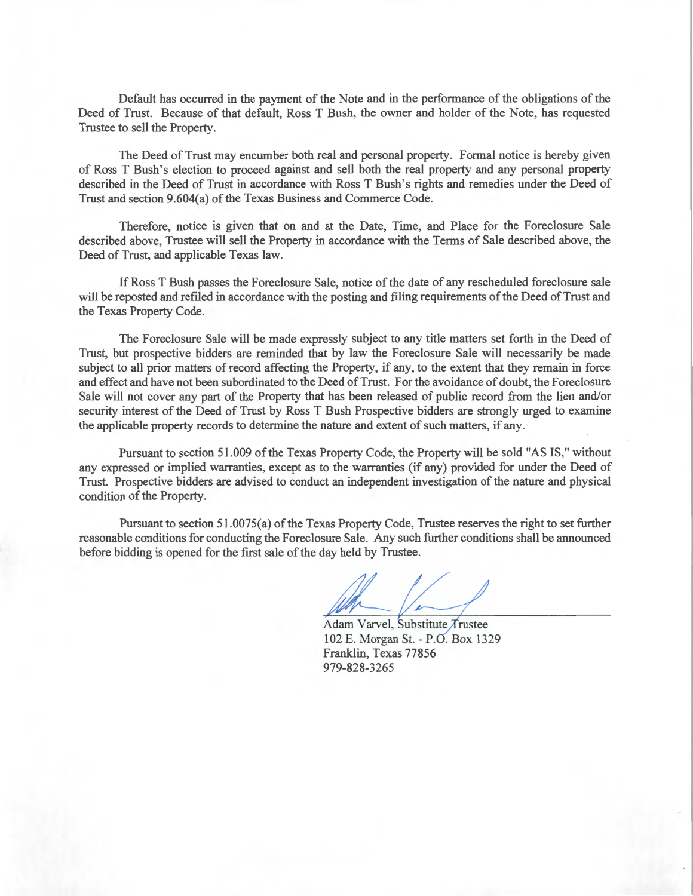Default has occurred in the payment of the Note and in the performance of the obligations of the Deed of Trust. Because of that default, Ross T Bush, the owner and holder of the Note, has requested Trustee to sell the Property.

The Deed of Trust may encumber both real and personal property. Formal notice is hereby given of Ross T Bush's election to proceed against and sell both the real property and any personal property described in the Deed of Trust in accordance with Ross T Bush's rights and remedies under the Deed of Trust and section 9.604(a) of the Texas Business and Commerce Code.

Therefore, notice is given that on and at the Date, Time, and Place for the Foreclosure Sale described above, Trustee will sell the Property in accordance with the Terms of Sale described above, the Deed of Trust, and applicable Texas law.

If Ross T Bush passes the Foreclosure Sale, notice of the date of any rescheduled foreclosure sale will be reposted and refiled in accordance with the posting and filing requirements of the Deed of Trust and the Texas Property Code.

The Foreclosure Sale will be made expressly subject to any title matters set forth in the Deed of Trust, but prospective bidders are reminded that by law the Foreclosure Sale will necessarily be made subject to all prior matters of record affecting the Property, if any, to the extent that they remain in force and effect and have not been subordinated to the Deed of Trust. For the avoidance of doubt, the Foreclosure Sale will not cover any part of the Property that has been released of public record from the lien and/or security interest of the Deed of Trust by Ross T Bush Prospective bidders are strongly urged to examine the applicable property records to determine the nature and extent of such matters, if any.

Pursuant to section 51.009 of the Texas Property Code, the Property will be sold "AS IS," without any expressed or implied warranties, except as to the warranties (if any) provided for under the Deed of Trust. Prospective bidders are advised to conduct an independent investigation of the nature and physical condition of the Property.

Pursuant to section 51.0075(a) of the Texas Property Code, Trustee reserves the right to set further reasonable conditions for conducting the Foreclosure Sale. Any such further conditions shall be announced before bidding is opened for the first sale of the day held by Trustee.

Adam Varvel, Substitute Trustee
102 E. Morgan St. - P.O. Box 1329
Franklin, Texas 77856
979-828-3265